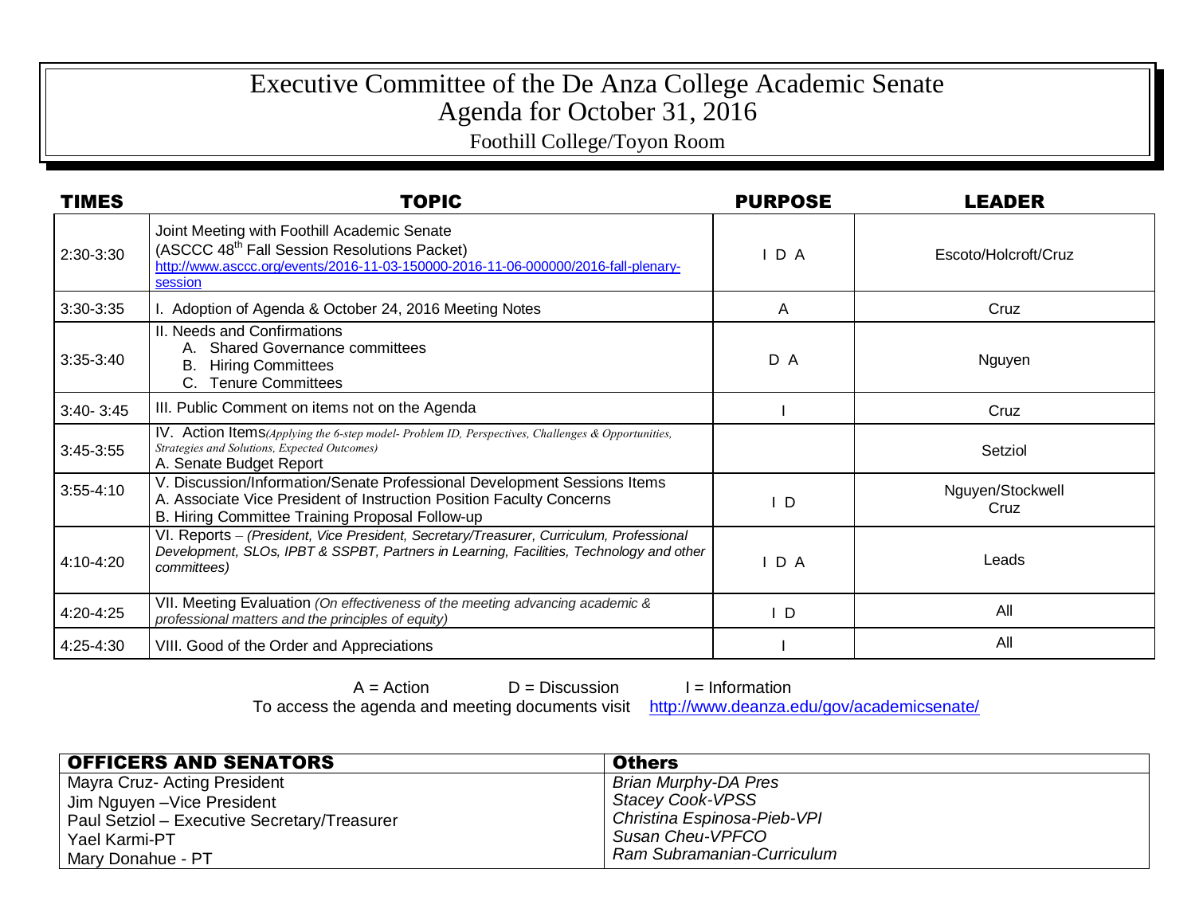# Executive Committee of the De Anza College Academic Senate
## Agenda for October 31, 2016
### Foothill College/Toyon Room

| TIMES | TOPIC | PURPOSE | LEADER |
|---|---|---|---|
| 2:30-3:30 | Joint Meeting with Foothill Academic Senate (ASCCC 48th Fall Session Resolutions Packet) http://www.asccc.org/events/2016-11-03-150000-2016-11-06-000000/2016-fall-plenary-session | I D A | Escoto/Holcroft/Cruz |
| 3:30-3:35 | I. Adoption of Agenda & October 24, 2016 Meeting Notes | A | Cruz |
| 3:35-3:40 | II. Needs and Confirmations<br>A. Shared Governance committees<br>B. Hiring Committees<br>C. Tenure Committees | D A | Nguyen |
| 3:40- 3:45 | III. Public Comment on items not on the Agenda | I | Cruz |
| 3:45-3:55 | IV. Action Items *(Applying the 6-step model- Problem ID, Perspectives, Challenges & Opportunities, Strategies and Solutions, Expected Outcomes)*<br>A. Senate Budget Report | | Setziol |
| 3:55-4:10 | V. Discussion/Information/Senate Professional Development Sessions Items<br>A. Associate Vice President of Instruction Position Faculty Concerns<br>B. Hiring Committee Training Proposal Follow-up | I D | Nguyen/Stockwell<br>Cruz |
| 4:10-4:20 | VI. Reports – *(President, Vice President, Secretary/Treasurer, Curriculum, Professional Development, SLOs, IPBT & SSPBT, Partners in Learning, Facilities, Technology and other committees)* | I D A | Leads |
| 4:20-4:25 | VII. Meeting Evaluation *(On effectiveness of the meeting advancing academic & professional matters and the principles of equity)* | I D | All |
| 4:25-4:30 | VIII. Good of the Order and Appreciations | I | All |

A = Action  D = Discussion  I = Information

To access the agenda and meeting documents visit http://www.deanza.edu/gov/academicsenate/

| OFFICERS AND SENATORS | Others |
|---|---|
| Mayra Cruz- Acting President | *Brian Murphy-DA Pres* |
| Jim Nguyen –Vice President | *Stacey Cook-VPSS* |
| Paul Setziol – Executive Secretary/Treasurer | *Christina Espinosa-Pieb-VPI* |
| Yael Karmi-PT | *Susan Cheu-VPFCO* |
| Mary Donahue - PT | *Ram Subramanian-Curriculum* |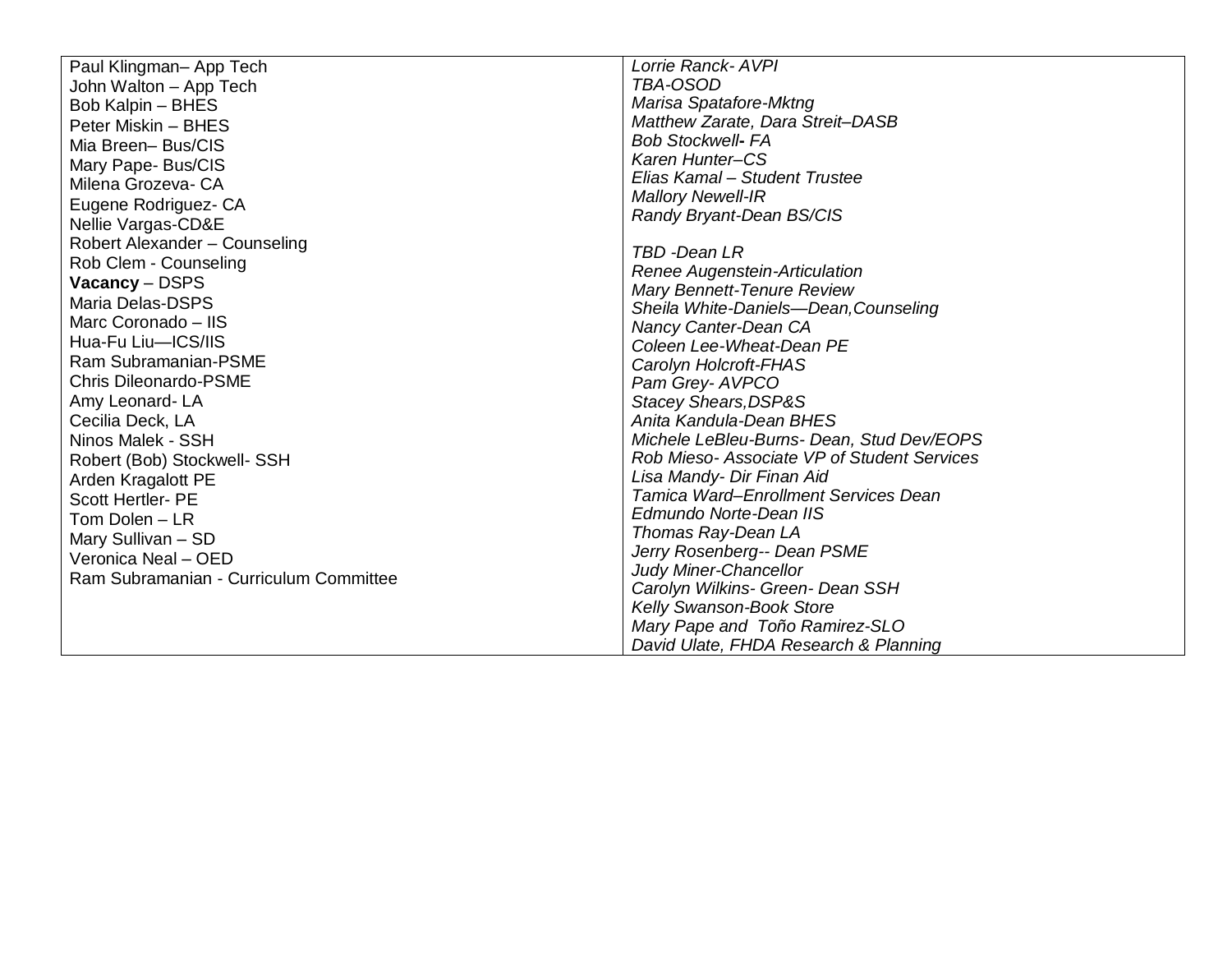| | |
|---|---|
| Paul Klingman– App Tech<br>John Walton – App Tech<br>Bob Kalpin – BHES<br>Peter Miskin – BHES<br>Mia Breen– Bus/CIS<br>Mary Pape- Bus/CIS<br>Milena Grozeva- CA<br>Eugene Rodriguez- CA<br>Nellie Vargas-CD&E<br>Robert Alexander – Counseling<br>Rob Clem - Counseling<br>**Vacancy** – DSPS<br>Maria Delas-DSPS<br>Marc Coronado – IIS<br>Hua-Fu Liu—ICS/IIS<br>Ram Subramanian-PSME<br>Chris Dileonardo-PSME<br>Amy Leonard- LA<br>Cecilia Deck, LA<br>Ninos Malek - SSH<br>Robert (Bob) Stockwell- SSH<br>Arden Kragalott PE<br>Scott Hertler- PE<br>Tom Dolen – LR<br>Mary Sullivan – SD<br>Veronica Neal – OED<br>Ram Subramanian - Curriculum Committee | *Lorrie Ranck- AVPI*<br>*TBA-OSOD*<br>*Marisa Spatafore-Mktng*<br>*Matthew Zarate, Dara Streit–DASB*<br>*Bob Stockwell- FA*<br>*Karen Hunter–CS*<br>*Elias Kamal – Student Trustee*<br>*Mallory Newell-IR*<br>*Randy Bryant-Dean BS/CIS*<br><br>*TBD -Dean LR*<br>*Renee Augenstein-Articulation*<br>*Mary Bennett-Tenure Review*<br>*Sheila White-Daniels—Dean,Counseling*<br>*Nancy Canter-Dean CA*<br>*Coleen Lee-Wheat-Dean PE*<br>*Carolyn Holcroft-FHAS*<br>*Pam Grey- AVPCO*<br>*Stacey Shears,DSP&S*<br>*Anita Kandula-Dean BHES*<br>*Michele LeBleu-Burns- Dean, Stud Dev/EOPS*<br>*Rob Mieso- Associate VP of Student Services*<br>*Lisa Mandy- Dir Finan Aid*<br>*Tamica Ward–Enrollment Services Dean*<br>*Edmundo Norte-Dean IIS*<br>*Thomas Ray-Dean LA*<br>*Jerry Rosenberg-- Dean PSME*<br>*Judy Miner-Chancellor*<br>*Carolyn Wilkins- Green- Dean SSH*<br>*Kelly Swanson-Book Store*<br>*Mary Pape and Toño Ramirez-SLO*<br>*David Ulate, FHDA Research & Planning* |